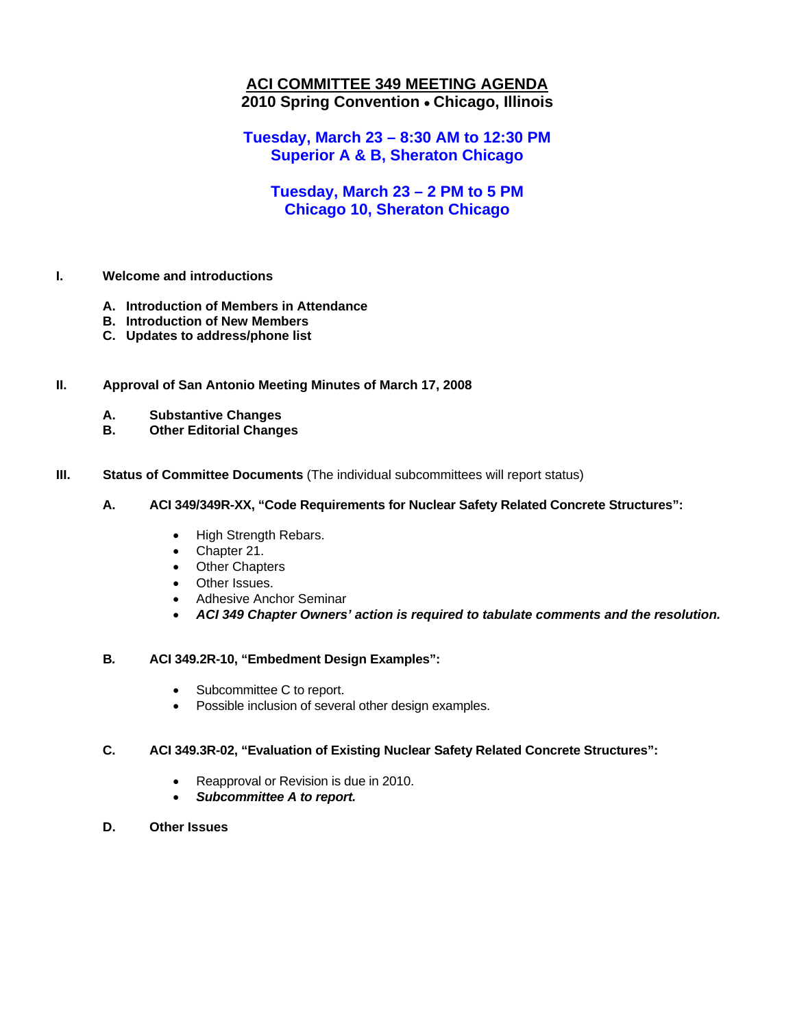# ACI COMMITTEE 349 MEETING AGENDA

**2010 Spring Convention • Chicago, Illinois**

**Tuesday, March 23 – 8:30 AM to 12:30 PM**
**Superior A & B, Sheraton Chicago**

**Tuesday, March 23 – 2 PM to 5 PM**
**Chicago 10, Sheraton Chicago**

**I. Welcome and introductions**

- **A. Introduction of Members in Attendance**
- **B. Introduction of New Members**
- **C. Updates to address/phone list**

**II. Approval of San Antonio Meeting Minutes of March 17, 2008**

- **A. Substantive Changes**
- **B. Other Editorial Changes**

**III. Status of Committee Documents** (The individual subcommittees will report status)

**A. ACI 349/349R-XX, "Code Requirements for Nuclear Safety Related Concrete Structures":**

- High Strength Rebars.
- Chapter 21.
- Other Chapters
- Other Issues.
- Adhesive Anchor Seminar
- ***ACI 349 Chapter Owners' action is required to tabulate comments and the resolution.***

**B. ACI 349.2R-10, "Embedment Design Examples":**

- Subcommittee C to report.
- Possible inclusion of several other design examples.

**C. ACI 349.3R-02, "Evaluation of Existing Nuclear Safety Related Concrete Structures":**

- Reapproval or Revision is due in 2010.
- ***Subcommittee A to report.***

**D. Other Issues**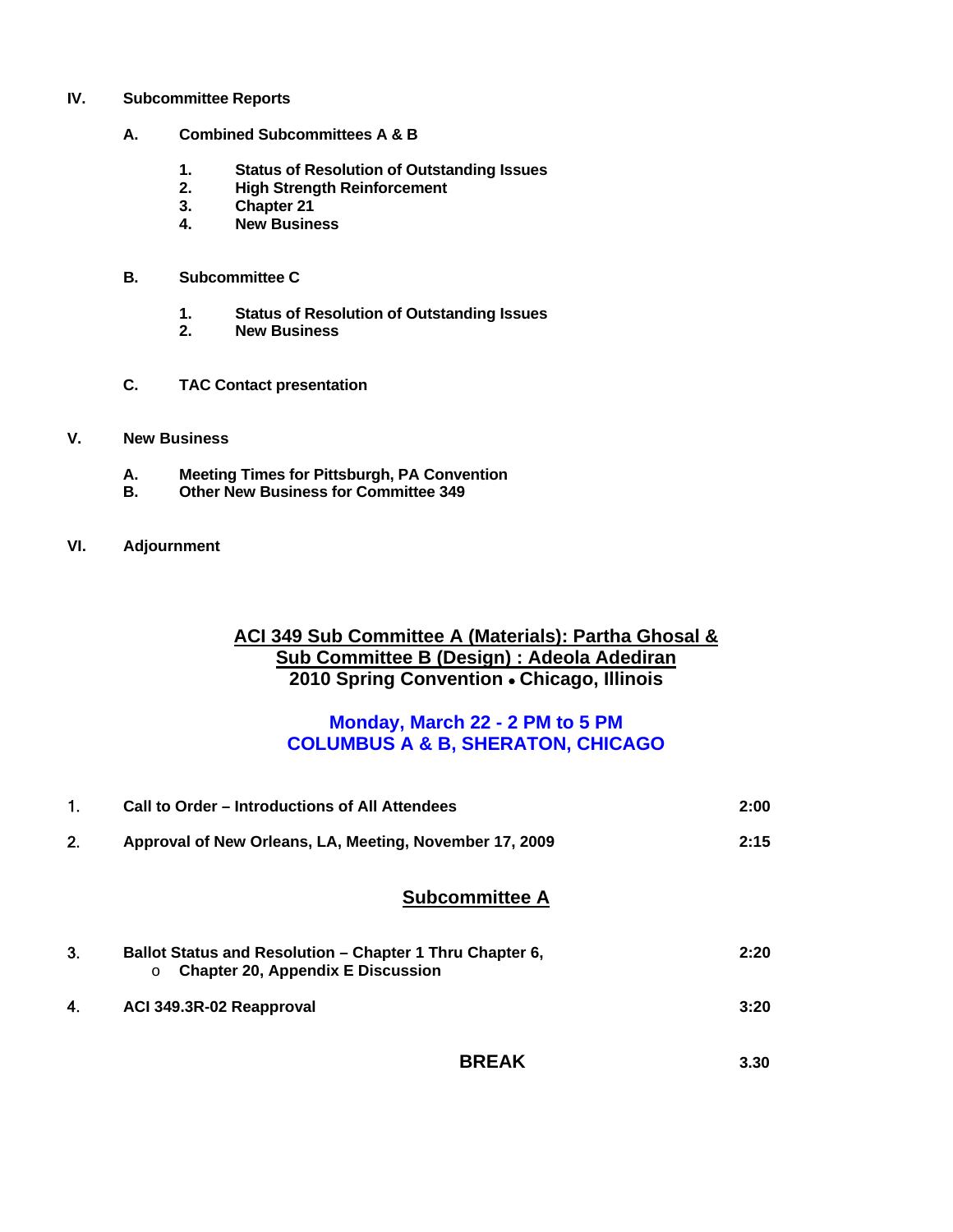**IV. Subcommittee Reports**

**A. Combined Subcommittees A & B**

1. **Status of Resolution of Outstanding Issues**
2. **High Strength Reinforcement**
3. **Chapter 21**
4. **New Business**

**B. Subcommittee C**

1. **Status of Resolution of Outstanding Issues**
2. **New Business**

**C. TAC Contact presentation**

**V. New Business**

**A. Meeting Times for Pittsburgh, PA Convention**
**B. Other New Business for Committee 349**

**VI. Adjournment**

## ACI 349 Sub Committee A (Materials): Partha Ghosal & Sub Committee B (Design) : Adeola Adediran
## 2010 Spring Convention • Chicago, Illinois

### Monday, March 22 - 2 PM to 5 PM
### COLUMBUS A & B, SHERATON, CHICAGO

| | | |
|---|---|---|
| 1. | **Call to Order – Introductions of All Attendees** | **2:00** |
| 2. | **Approval of New Orleans, LA, Meeting, November 17, 2009** | **2:15** |

### Subcommittee A

| | | |
|---|---|---|
| 3. | **Ballot Status and Resolution – Chapter 1 Thru Chapter 6,**<br>o **Chapter 20, Appendix E Discussion** | **2:20** |
| 4. | **ACI 349.3R-02 Reapproval** | **3:20** |
| | **BREAK** | **3.30** |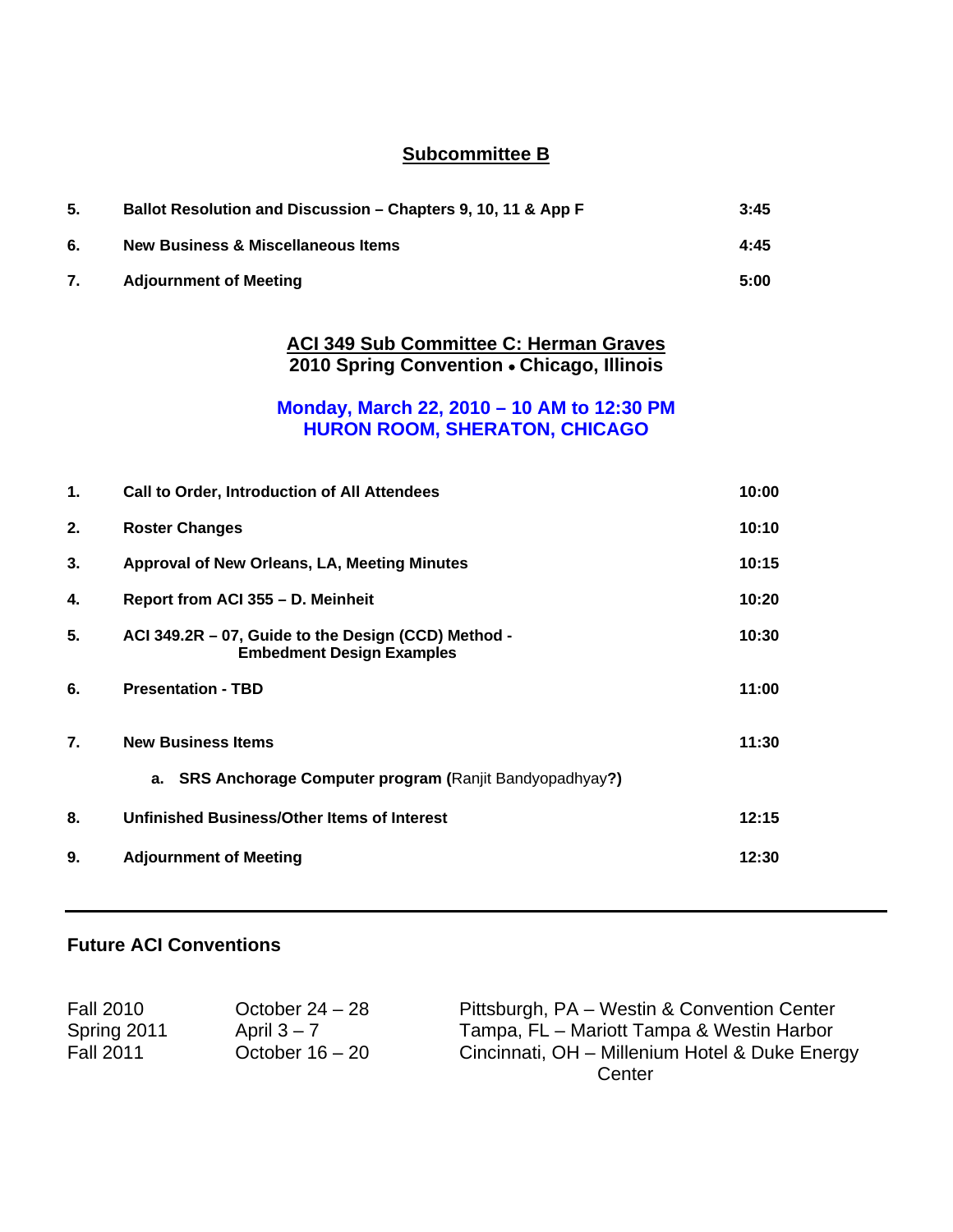## Subcommittee B

| | | |
|---|---|---|
| **5.** | **Ballot Resolution and Discussion – Chapters 9, 10, 11 & App F** | **3:45** |
| **6.** | **New Business & Miscellaneous Items** | **4:45** |
| **7.** | **Adjournment of Meeting** | **5:00** |

## ACI 349 Sub Committee C: Herman Graves

**2010 Spring Convention • Chicago, Illinois**

**Monday, March 22, 2010 – 10 AM to 12:30 PM**
**HURON ROOM, SHERATON, CHICAGO**

| | | |
|---|---|---|
| **1.** | **Call to Order, Introduction of All Attendees** | **10:00** |
| **2.** | **Roster Changes** | **10:10** |
| **3.** | **Approval of New Orleans, LA, Meeting Minutes** | **10:15** |
| **4.** | **Report from ACI 355 – D. Meinheit** | **10:20** |
| **5.** | **ACI 349.2R – 07, Guide to the Design (CCD) Method - Embedment Design Examples** | **10:30** |
| **6.** | **Presentation - TBD** | **11:00** |
| **7.** | **New Business Items** | **11:30** |
| | **a. SRS Anchorage Computer program (**Ranjit Bandyopadhyay**?)** | |
| **8.** | **Unfinished Business/Other Items of Interest** | **12:15** |
| **9.** | **Adjournment of Meeting** | **12:30** |

---

### Future ACI Conventions

| | | |
|---|---|---|
| Fall 2010 | October 24 – 28 | Pittsburgh, PA – Westin & Convention Center |
| Spring 2011 | April 3 – 7 | Tampa, FL – Mariott Tampa & Westin Harbor |
| Fall 2011 | October 16 – 20 | Cincinnati, OH – Millenium Hotel & Duke Energy Center |